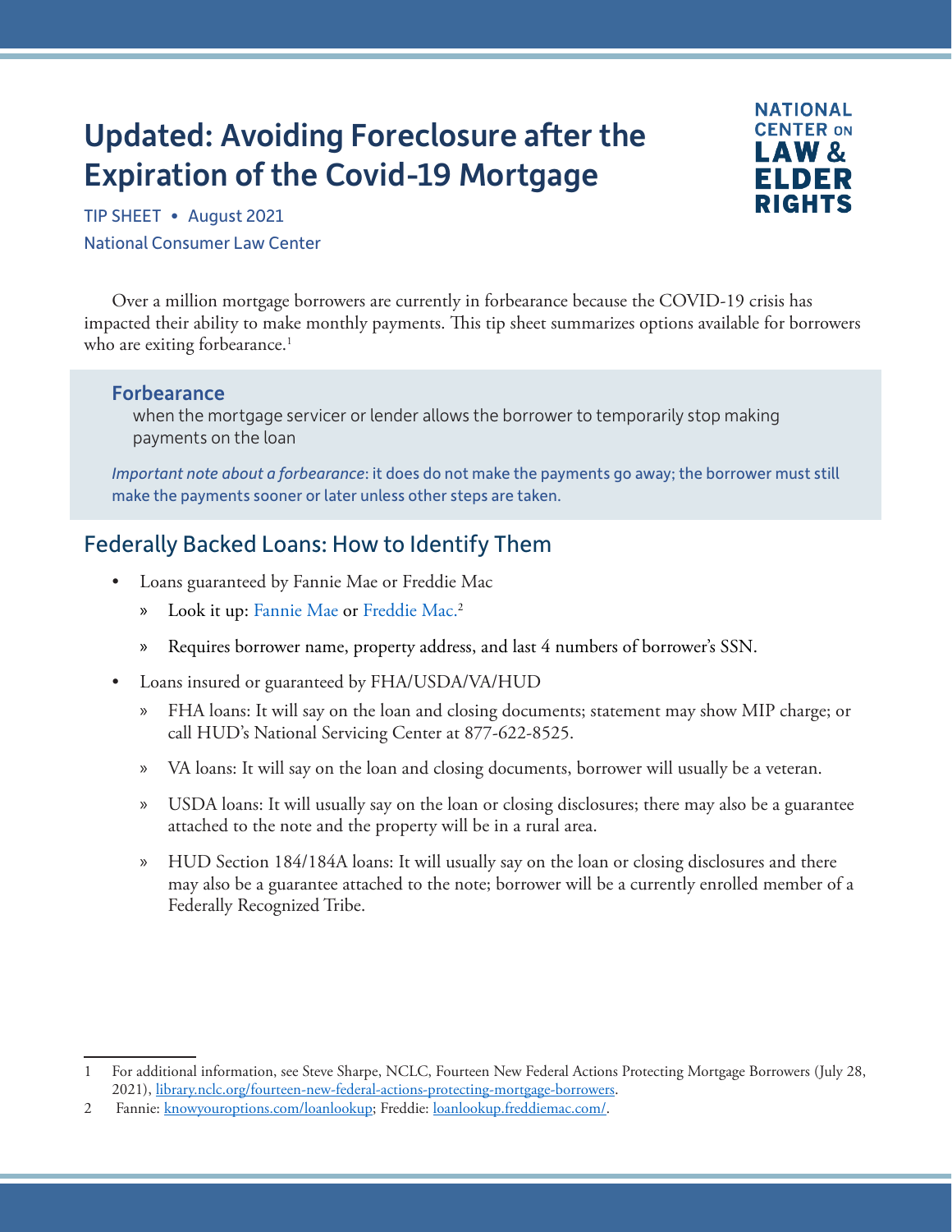# Updated: Avoiding Foreclosure after the Expiration of the Covid-19 Mortgage

NATIONAL CENTER ON LAW & ELDER RIGHTS

TIP SHEET • August 2021

National Consumer Law Center

Over a million mortgage borrowers are currently in forbearance because the COVID-19 crisis has impacted their ability to make monthly payments. This tip sheet summarizes options available for borrowers who are exiting forbearance.[1]

**Forbearance**

when the mortgage servicer or lender allows the borrower to temporarily stop making payments on the loan

*Important note about a forbearance*: it does do not make the payments go away; the borrower must still make the payments sooner or later unless other steps are taken.

## Federally Backed Loans: How to Identify Them

- Loans guaranteed by Fannie Mae or Freddie Mac
  - Look it up: Fannie Mae or Freddie Mac.[2]
  - Requires borrower name, property address, and last 4 numbers of borrower's SSN.
- Loans insured or guaranteed by FHA/USDA/VA/HUD
  - FHA loans: It will say on the loan and closing documents; statement may show MIP charge; or call HUD's National Servicing Center at 877-622-8525.
  - VA loans: It will say on the loan and closing documents, borrower will usually be a veteran.
  - USDA loans: It will usually say on the loan or closing disclosures; there may also be a guarantee attached to the note and the property will be in a rural area.
  - HUD Section 184/184A loans: It will usually say on the loan or closing disclosures and there may also be a guarantee attached to the note; borrower will be a currently enrolled member of a Federally Recognized Tribe.

---

1 For additional information, see Steve Sharpe, NCLC, Fourteen New Federal Actions Protecting Mortgage Borrowers (July 28, 2021), library.nclc.org/fourteen-new-federal-actions-protecting-mortgage-borrowers.

2 Fannie: knowyouroptions.com/loanlookup; Freddie: loanlookup.freddiemac.com/.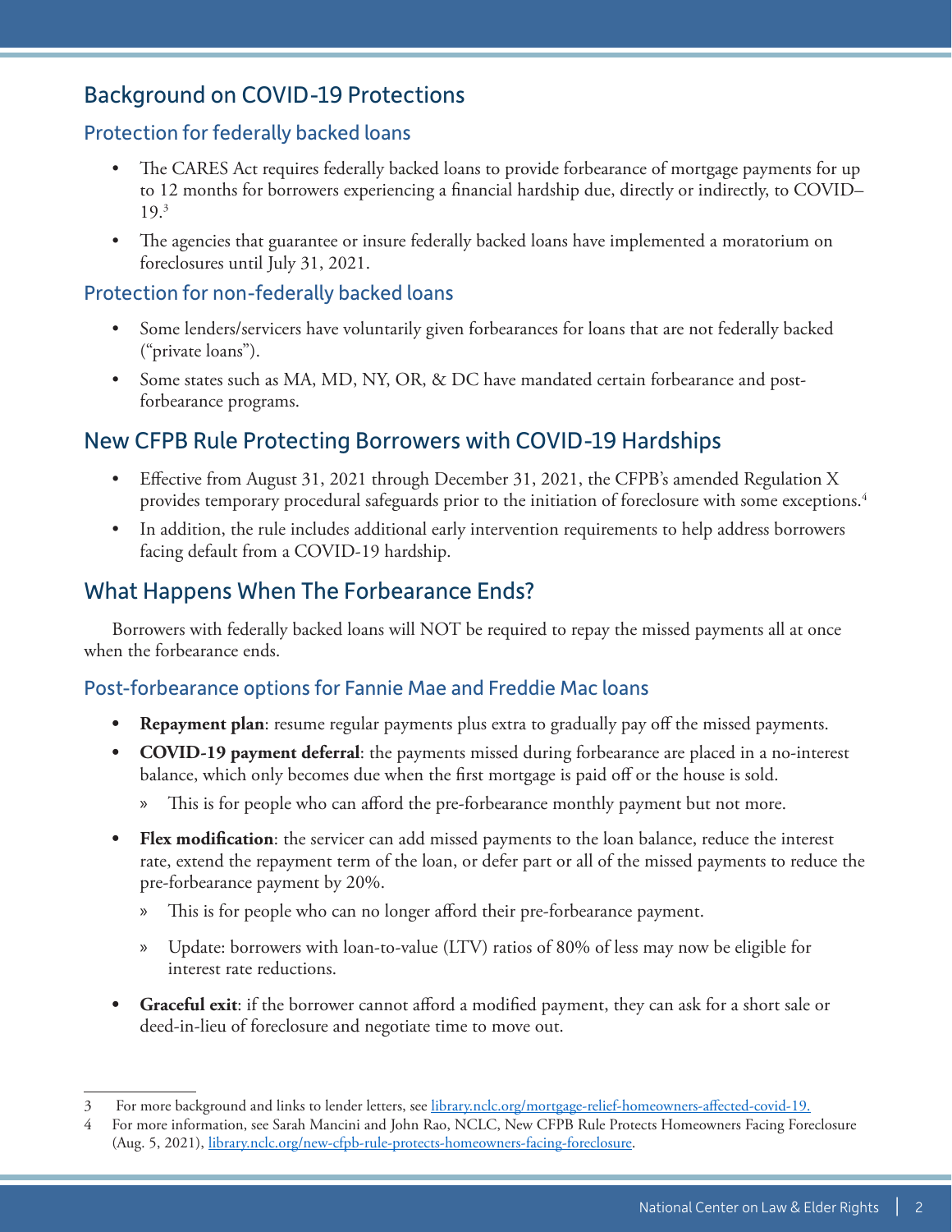## Background on COVID-19 Protections

### Protection for federally backed loans

- The CARES Act requires federally backed loans to provide forbearance of mortgage payments for up to 12 months for borrowers experiencing a financial hardship due, directly or indirectly, to COVID–19.[3]
- The agencies that guarantee or insure federally backed loans have implemented a moratorium on foreclosures until July 31, 2021.

### Protection for non-federally backed loans

- Some lenders/servicers have voluntarily given forbearances for loans that are not federally backed ("private loans").
- Some states such as MA, MD, NY, OR, & DC have mandated certain forbearance and post-forbearance programs.

## New CFPB Rule Protecting Borrowers with COVID-19 Hardships

- Effective from August 31, 2021 through December 31, 2021, the CFPB's amended Regulation X provides temporary procedural safeguards prior to the initiation of foreclosure with some exceptions.[4]
- In addition, the rule includes additional early intervention requirements to help address borrowers facing default from a COVID-19 hardship.

## What Happens When The Forbearance Ends?

Borrowers with federally backed loans will NOT be required to repay the missed payments all at once when the forbearance ends.

### Post-forbearance options for Fannie Mae and Freddie Mac loans

- **Repayment plan**: resume regular payments plus extra to gradually pay off the missed payments.
- **COVID-19 payment deferral**: the payments missed during forbearance are placed in a no-interest balance, which only becomes due when the first mortgage is paid off or the house is sold.
  - This is for people who can afford the pre-forbearance monthly payment but not more.
- **Flex modification**: the servicer can add missed payments to the loan balance, reduce the interest rate, extend the repayment term of the loan, or defer part or all of the missed payments to reduce the pre-forbearance payment by 20%.
  - This is for people who can no longer afford their pre-forbearance payment.
  - Update: borrowers with loan-to-value (LTV) ratios of 80% of less may now be eligible for interest rate reductions.
- **Graceful exit**: if the borrower cannot afford a modified payment, they can ask for a short sale or deed-in-lieu of foreclosure and negotiate time to move out.

---

3 For more background and links to lender letters, see library.nclc.org/mortgage-relief-homeowners-affected-covid-19.

4 For more information, see Sarah Mancini and John Rao, NCLC, New CFPB Rule Protects Homeowners Facing Foreclosure (Aug. 5, 2021), library.nclc.org/new-cfpb-rule-protects-homeowners-facing-foreclosure.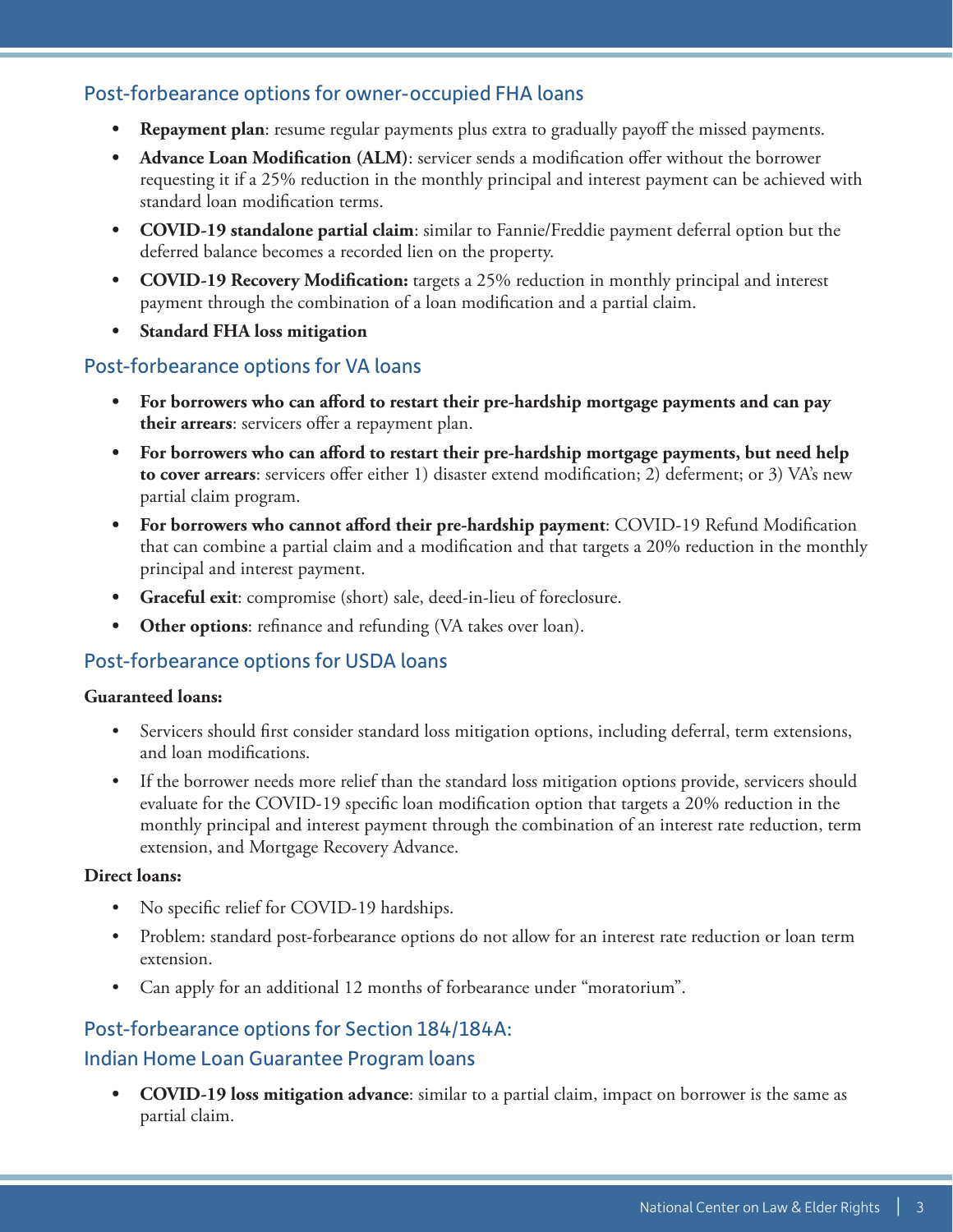## Post-forbearance options for owner-occupied FHA loans

- **Repayment plan**: resume regular payments plus extra to gradually payoff the missed payments.
- **Advance Loan Modification (ALM)**: servicer sends a modification offer without the borrower requesting it if a 25% reduction in the monthly principal and interest payment can be achieved with standard loan modification terms.
- **COVID-19 standalone partial claim**: similar to Fannie/Freddie payment deferral option but the deferred balance becomes a recorded lien on the property.
- **COVID-19 Recovery Modification:** targets a 25% reduction in monthly principal and interest payment through the combination of a loan modification and a partial claim.
- **Standard FHA loss mitigation**

## Post-forbearance options for VA loans

- **For borrowers who can afford to restart their pre-hardship mortgage payments and can pay their arrears**: servicers offer a repayment plan.
- **For borrowers who can afford to restart their pre-hardship mortgage payments, but need help to cover arrears**: servicers offer either 1) disaster extend modification; 2) deferment; or 3) VA's new partial claim program.
- **For borrowers who cannot afford their pre-hardship payment**: COVID-19 Refund Modification that can combine a partial claim and a modification and that targets a 20% reduction in the monthly principal and interest payment.
- **Graceful exit**: compromise (short) sale, deed-in-lieu of foreclosure.
- **Other options**: refinance and refunding (VA takes over loan).

## Post-forbearance options for USDA loans

**Guaranteed loans:**

- Servicers should first consider standard loss mitigation options, including deferral, term extensions, and loan modifications.
- If the borrower needs more relief than the standard loss mitigation options provide, servicers should evaluate for the COVID-19 specific loan modification option that targets a 20% reduction in the monthly principal and interest payment through the combination of an interest rate reduction, term extension, and Mortgage Recovery Advance.

**Direct loans:**

- No specific relief for COVID-19 hardships.
- Problem: standard post-forbearance options do not allow for an interest rate reduction or loan term extension.
- Can apply for an additional 12 months of forbearance under "moratorium".

## Post-forbearance options for Section 184/184A: Indian Home Loan Guarantee Program loans

- **COVID-19 loss mitigation advance**: similar to a partial claim, impact on borrower is the same as partial claim.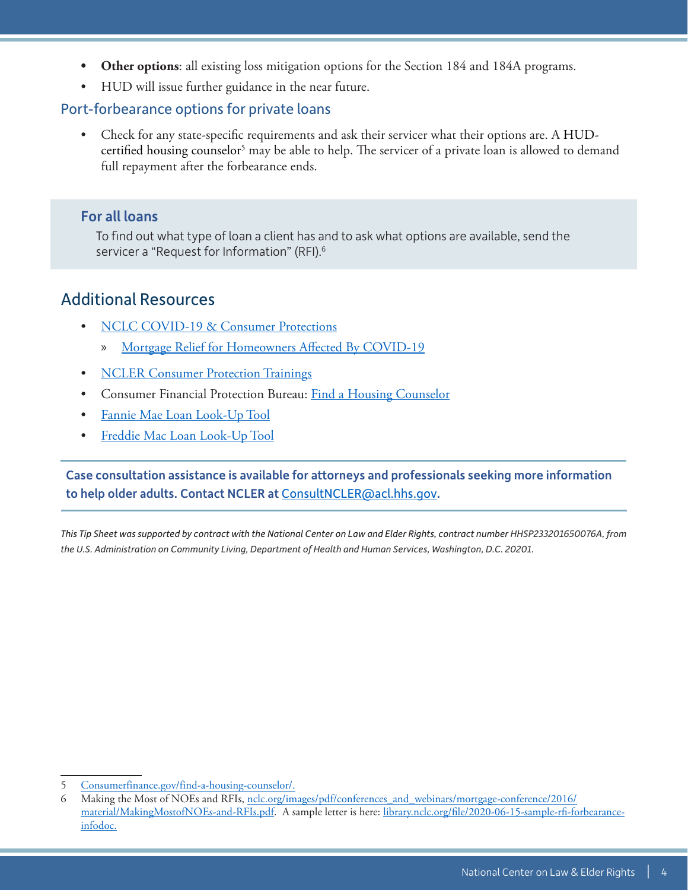- **Other options**: all existing loss mitigation options for the Section 184 and 184A programs.
- HUD will issue further guidance in the near future.

### Port-forbearance options for private loans

- Check for any state-specific requirements and ask their servicer what their options are. A HUD-certified housing counselor[5] may be able to help. The servicer of a private loan is allowed to demand full repayment after the forbearance ends.

### For all loans

To find out what type of loan a client has and to ask what options are available, send the servicer a "Request for Information" (RFI).[6]

## Additional Resources

- NCLC COVID-19 & Consumer Protections
  - Mortgage Relief for Homeowners Affected By COVID-19
- NCLER Consumer Protection Trainings
- Consumer Financial Protection Bureau: Find a Housing Counselor
- Fannie Mae Loan Look-Up Tool
- Freddie Mac Loan Look-Up Tool

**Case consultation assistance is available for attorneys and professionals seeking more information to help older adults. Contact NCLER at ConsultNCLER@acl.hhs.gov.**

*This Tip Sheet was supported by contract with the National Center on Law and Elder Rights, contract number HHSP233201650076A, from the U.S. Administration on Community Living, Department of Health and Human Services, Washington, D.C. 20201.*

---

5 Consumerfinance.gov/find-a-housing-counselor/.

6 Making the Most of NOEs and RFIs, nclc.org/images/pdf/conferences_and_webinars/mortgage-conference/2016/material/MakingMostofNOEs-and-RFIs.pdf. A sample letter is here: library.nclc.org/file/2020-06-15-sample-rfi-forbearance-infodoc.